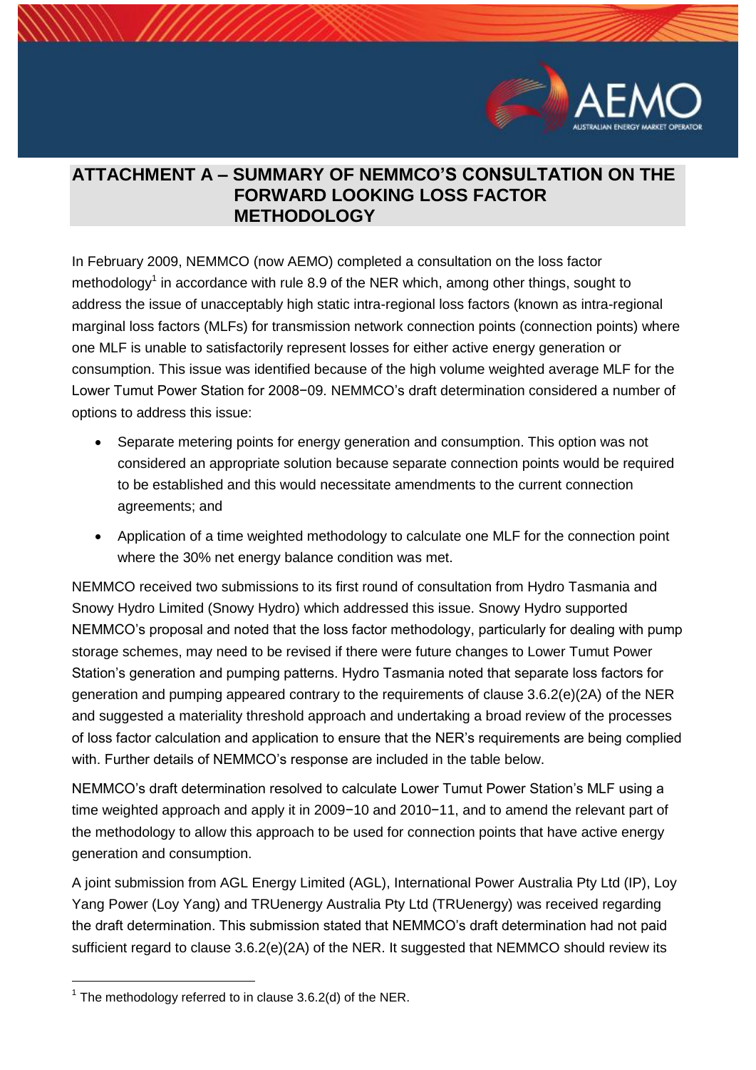# ATTACHMENT A – SUMMARY OF NEMMCO'S CONSULTATION ON THE FORWARD LOOKING LOSS FACTOR METHODOLOGY

In February 2009, NEMMCO (now AEMO) completed a consultation on the loss factor methodology[1] in accordance with rule 8.9 of the NER which, among other things, sought to address the issue of unacceptably high static intra-regional loss factors (known as intra-regional marginal loss factors (MLFs) for transmission network connection points (connection points) where one MLF is unable to satisfactorily represent losses for either active energy generation or consumption. This issue was identified because of the high volume weighted average MLF for the Lower Tumut Power Station for 2008−09. NEMMCO's draft determination considered a number of options to address this issue:

- Separate metering points for energy generation and consumption. This option was not considered an appropriate solution because separate connection points would be required to be established and this would necessitate amendments to the current connection agreements; and
- Application of a time weighted methodology to calculate one MLF for the connection point where the 30% net energy balance condition was met.

NEMMCO received two submissions to its first round of consultation from Hydro Tasmania and Snowy Hydro Limited (Snowy Hydro) which addressed this issue. Snowy Hydro supported NEMMCO's proposal and noted that the loss factor methodology, particularly for dealing with pump storage schemes, may need to be revised if there were future changes to Lower Tumut Power Station's generation and pumping patterns. Hydro Tasmania noted that separate loss factors for generation and pumping appeared contrary to the requirements of clause 3.6.2(e)(2A) of the NER and suggested a materiality threshold approach and undertaking a broad review of the processes of loss factor calculation and application to ensure that the NER's requirements are being complied with. Further details of NEMMCO's response are included in the table below.

NEMMCO's draft determination resolved to calculate Lower Tumut Power Station's MLF using a time weighted approach and apply it in 2009−10 and 2010−11, and to amend the relevant part of the methodology to allow this approach to be used for connection points that have active energy generation and consumption.

A joint submission from AGL Energy Limited (AGL), International Power Australia Pty Ltd (IP), Loy Yang Power (Loy Yang) and TRUenergy Australia Pty Ltd (TRUenergy) was received regarding the draft determination. This submission stated that NEMMCO's draft determination had not paid sufficient regard to clause 3.6.2(e)(2A) of the NER. It suggested that NEMMCO should review its

[1] The methodology referred to in clause 3.6.2(d) of the NER.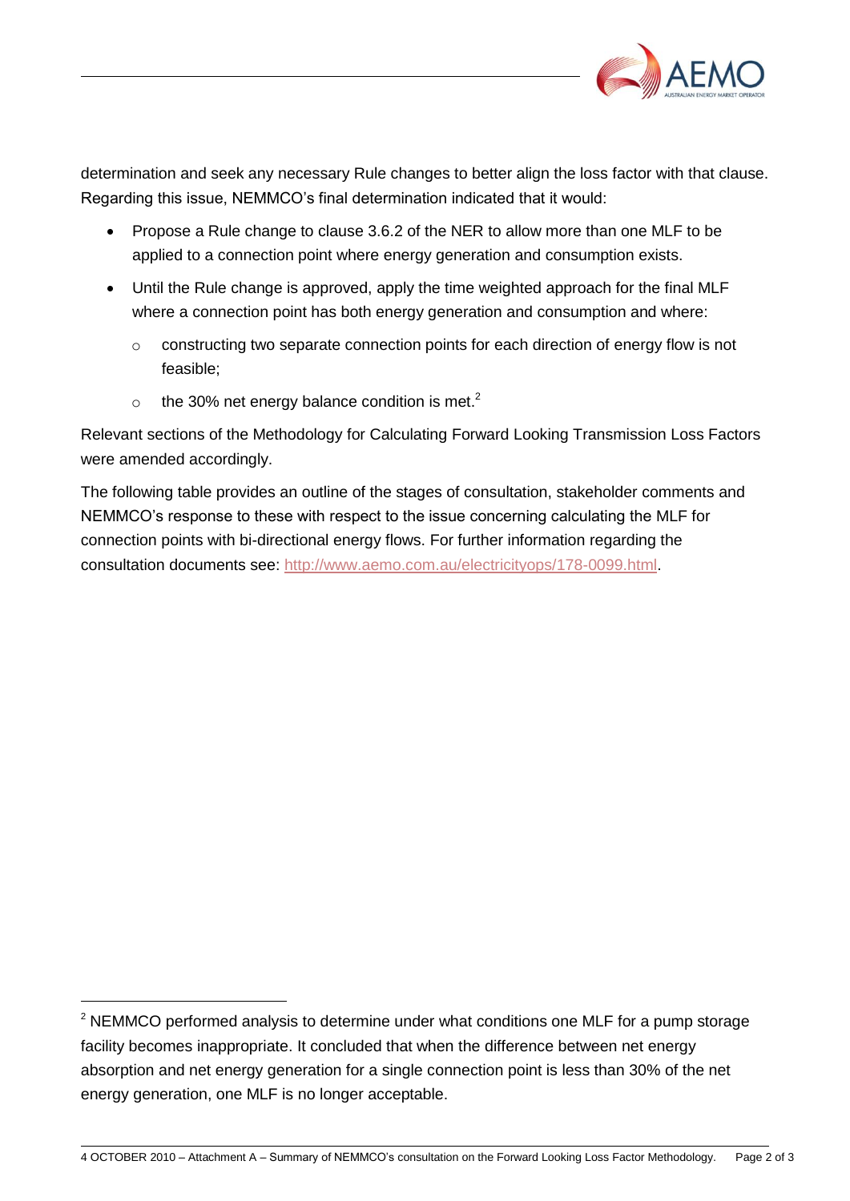determination and seek any necessary Rule changes to better align the loss factor with that clause. Regarding this issue, NEMMCO's final determination indicated that it would:

- Propose a Rule change to clause 3.6.2 of the NER to allow more than one MLF to be applied to a connection point where energy generation and consumption exists.
- Until the Rule change is approved, apply the time weighted approach for the final MLF where a connection point has both energy generation and consumption and where:
  - constructing two separate connection points for each direction of energy flow is not feasible;
  - the 30% net energy balance condition is met.[2]

Relevant sections of the Methodology for Calculating Forward Looking Transmission Loss Factors were amended accordingly.

The following table provides an outline of the stages of consultation, stakeholder comments and NEMMCO's response to these with respect to the issue concerning calculating the MLF for connection points with bi-directional energy flows. For further information regarding the consultation documents see: http://www.aemo.com.au/electricityops/178-0099.html.

[2] NEMMCO performed analysis to determine under what conditions one MLF for a pump storage facility becomes inappropriate. It concluded that when the difference between net energy absorption and net energy generation for a single connection point is less than 30% of the net energy generation, one MLF is no longer acceptable.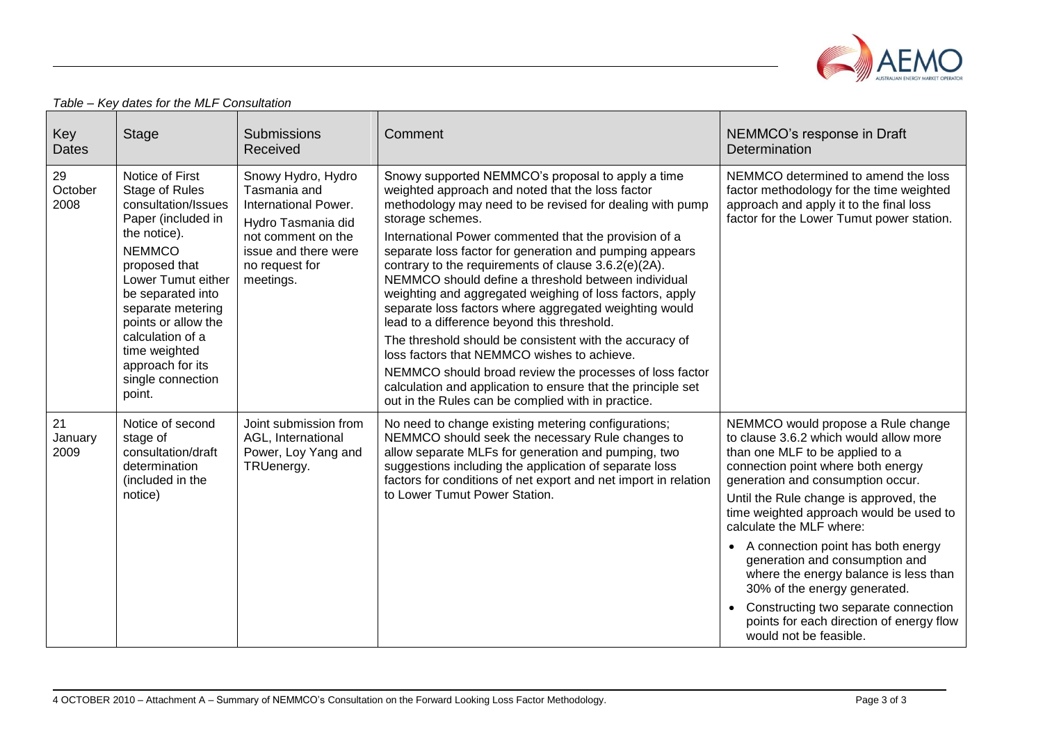*Table – Key dates for the MLF Consultation*

| Key Dates | Stage | Submissions Received | Comment | NEMMCO's response in Draft Determination |
|---|---|---|---|---|
| 29 October 2008 | Notice of First Stage of Rules consultation/Issues Paper (included in the notice).<br><br>NEMMCO proposed that Lower Tumut either be separated into separate metering points or allow the calculation of a time weighted approach for its single connection point. | Snowy Hydro, Hydro Tasmania and International Power.<br><br>Hydro Tasmania did not comment on the issue and there were no request for meetings. | Snowy supported NEMMCO's proposal to apply a time weighted approach and noted that the loss factor methodology may need to be revised for dealing with pump storage schemes.<br><br>International Power commented that the provision of a separate loss factor for generation and pumping appears contrary to the requirements of clause 3.6.2(e)(2A). NEMMCO should define a threshold between individual weighting and aggregated weighing of loss factors, apply separate loss factors where aggregated weighting would lead to a difference beyond this threshold.<br><br>The threshold should be consistent with the accuracy of loss factors that NEMMCO wishes to achieve.<br><br>NEMMCO should broad review the processes of loss factor calculation and application to ensure that the principle set out in the Rules can be complied with in practice. | NEMMCO determined to amend the loss factor methodology for the time weighted approach and apply it to the final loss factor for the Lower Tumut power station. |
| 21 January 2009 | Notice of second stage of consultation/draft determination (included in the notice) | Joint submission from AGL, International Power, Loy Yang and TRUenergy. | No need to change existing metering configurations; NEMMCO should seek the necessary Rule changes to allow separate MLFs for generation and pumping, two suggestions including the application of separate loss factors for conditions of net export and net import in relation to Lower Tumut Power Station. | NEMMCO would propose a Rule change to clause 3.6.2 which would allow more than one MLF to be applied to a connection point where both energy generation and consumption occur.<br><br>Until the Rule change is approved, the time weighted approach would be used to calculate the MLF where:<br><br>• A connection point has both energy generation and consumption and where the energy balance is less than 30% of the energy generated.<br><br>• Constructing two separate connection points for each direction of energy flow would not be feasible. |